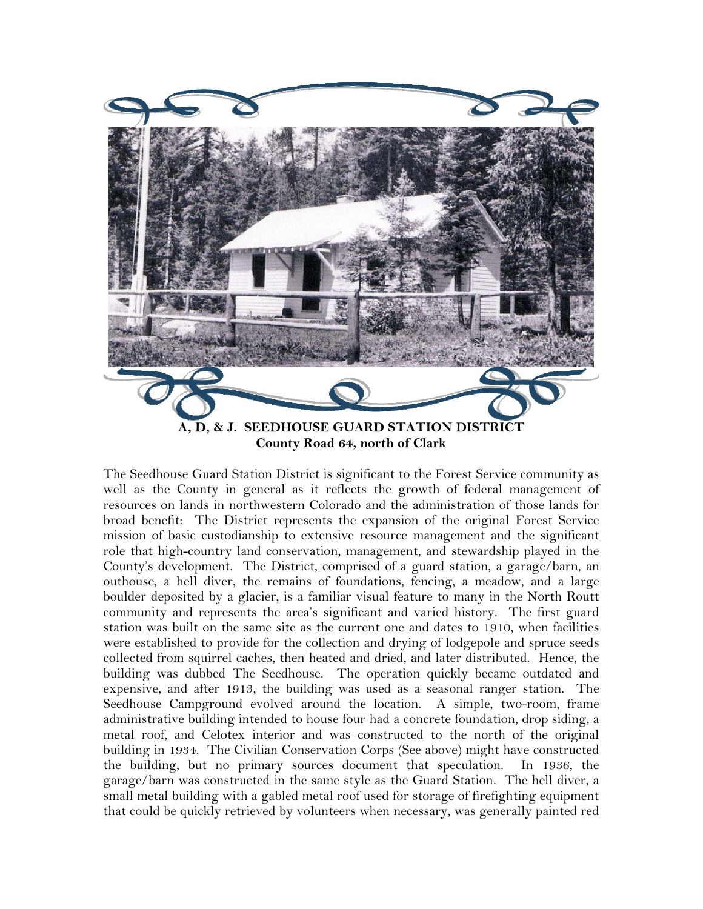**A, D, & J. SEEDHOUSE GUARD STATION DISTRICT**
**County Road 64, north of Clark**

The Seedhouse Guard Station District is significant to the Forest Service community as well as the County in general as it reflects the growth of federal management of resources on lands in northwestern Colorado and the administration of those lands for broad benefit: The District represents the expansion of the original Forest Service mission of basic custodianship to extensive resource management and the significant role that high-country land conservation, management, and stewardship played in the County's development. The District, comprised of a guard station, a garage/barn, an outhouse, a hell diver, the remains of foundations, fencing, a meadow, and a large boulder deposited by a glacier, is a familiar visual feature to many in the North Routt community and represents the area's significant and varied history. The first guard station was built on the same site as the current one and dates to 1910, when facilities were established to provide for the collection and drying of lodgepole and spruce seeds collected from squirrel caches, then heated and dried, and later distributed. Hence, the building was dubbed The Seedhouse. The operation quickly became outdated and expensive, and after 1913, the building was used as a seasonal ranger station. The Seedhouse Campground evolved around the location. A simple, two-room, frame administrative building intended to house four had a concrete foundation, drop siding, a metal roof, and Celotex interior and was constructed to the north of the original building in 1934. The Civilian Conservation Corps (See above) might have constructed the building, but no primary sources document that speculation. In 1936, the garage/barn was constructed in the same style as the Guard Station. The hell diver, a small metal building with a gabled metal roof used for storage of firefighting equipment that could be quickly retrieved by volunteers when necessary, was generally painted red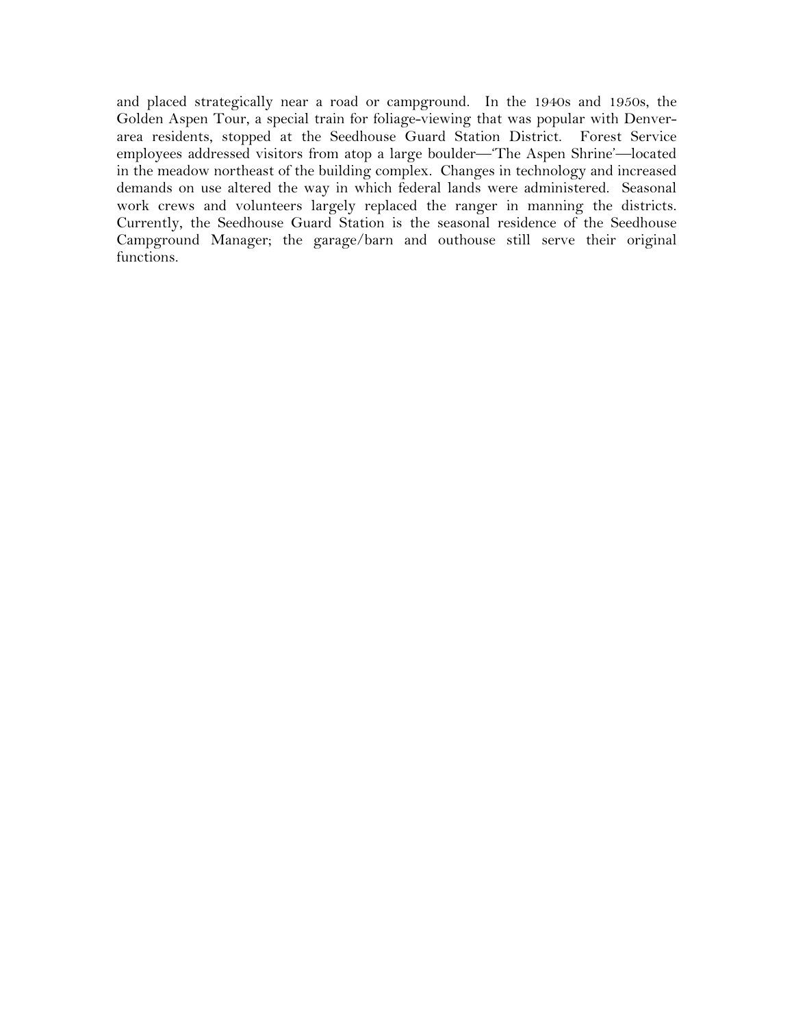and placed strategically near a road or campground. In the 1940s and 1950s, the Golden Aspen Tour, a special train for foliage-viewing that was popular with Denver-area residents, stopped at the Seedhouse Guard Station District. Forest Service employees addressed visitors from atop a large boulder—'The Aspen Shrine'—located in the meadow northeast of the building complex. Changes in technology and increased demands on use altered the way in which federal lands were administered. Seasonal work crews and volunteers largely replaced the ranger in manning the districts. Currently, the Seedhouse Guard Station is the seasonal residence of the Seedhouse Campground Manager; the garage/barn and outhouse still serve their original functions.